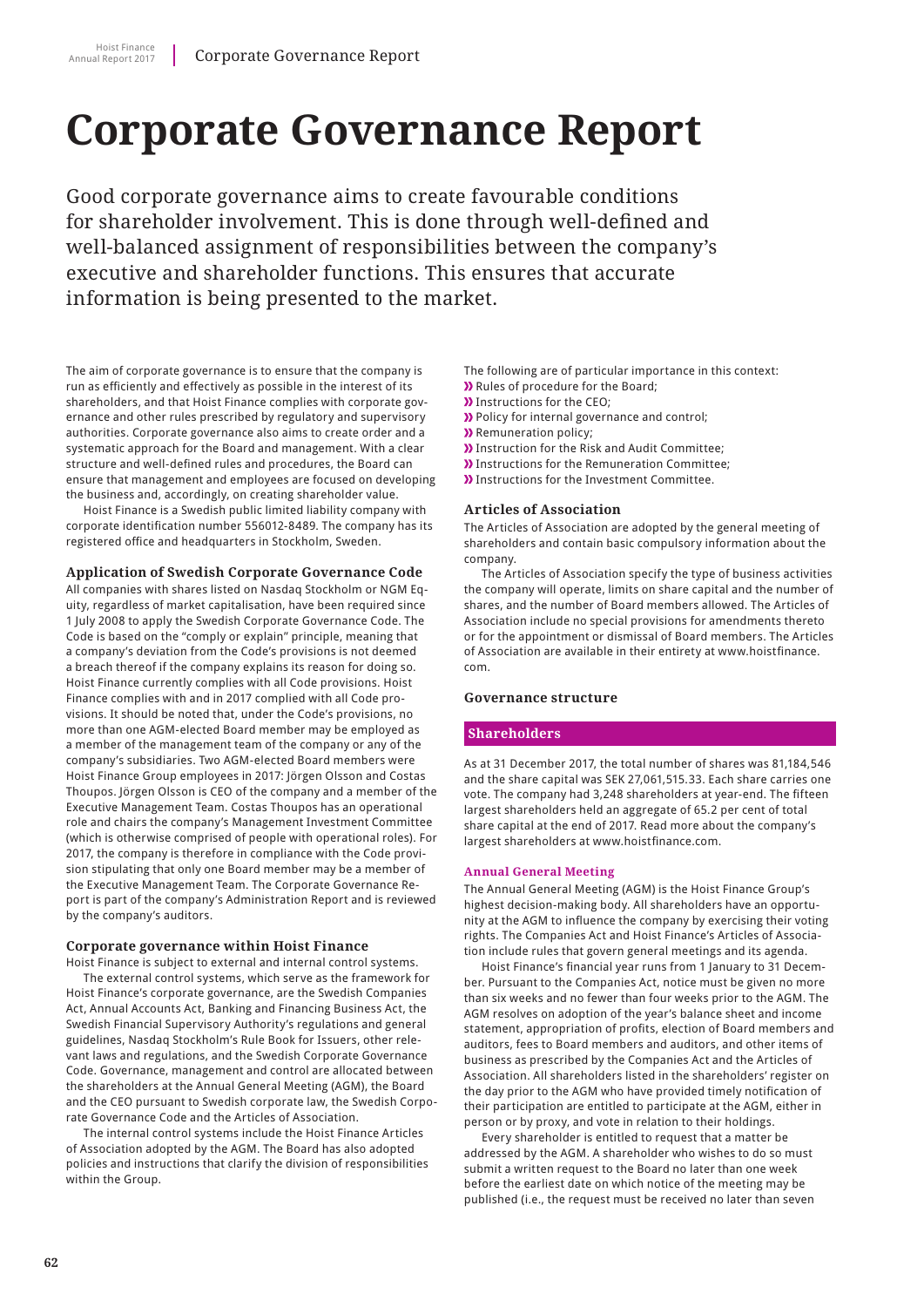# Corporate Governance Report

Good corporate governance aims to create favourable conditions for shareholder involvement. This is done through well-defined and well-balanced assignment of responsibilities between the company's executive and shareholder functions. This ensures that accurate information is being presented to the market.

The aim of corporate governance is to ensure that the company is run as efficiently and effectively as possible in the interest of its shareholders, and that Hoist Finance complies with corporate governance and other rules prescribed by regulatory and supervisory authorities. Corporate governance also aims to create order and a systematic approach for the Board and management. With a clear structure and well-defined rules and procedures, the Board can ensure that management and employees are focused on developing the business and, accordingly, on creating shareholder value.

Hoist Finance is a Swedish public limited liability company with corporate identification number 556012-8489. The company has its registered office and headquarters in Stockholm, Sweden.

### Application of Swedish Corporate Governance Code

All companies with shares listed on Nasdaq Stockholm or NGM Equity, regardless of market capitalisation, have been required since 1 July 2008 to apply the Swedish Corporate Governance Code. The Code is based on the "comply or explain" principle, meaning that a company's deviation from the Code's provisions is not deemed a breach thereof if the company explains its reason for doing so. Hoist Finance currently complies with all Code provisions. Hoist Finance complies with and in 2017 complied with all Code provisions. It should be noted that, under the Code's provisions, no more than one AGM-elected Board member may be employed as a member of the management team of the company or any of the company's subsidiaries. Two AGM-elected Board members were Hoist Finance Group employees in 2017: Jörgen Olsson and Costas Thoupos. Jörgen Olsson is CEO of the company and a member of the Executive Management Team. Costas Thoupos has an operational role and chairs the company's Management Investment Committee (which is otherwise comprised of people with operational roles). For 2017, the company is therefore in compliance with the Code provision stipulating that only one Board member may be a member of the Executive Management Team. The Corporate Governance Report is part of the company's Administration Report and is reviewed by the company's auditors.

### Corporate governance within Hoist Finance

Hoist Finance is subject to external and internal control systems.

The external control systems, which serve as the framework for Hoist Finance's corporate governance, are the Swedish Companies Act, Annual Accounts Act, Banking and Financing Business Act, the Swedish Financial Supervisory Authority's regulations and general guidelines, Nasdaq Stockholm's Rule Book for Issuers, other relevant laws and regulations, and the Swedish Corporate Governance Code. Governance, management and control are allocated between the shareholders at the Annual General Meeting (AGM), the Board and the CEO pursuant to Swedish corporate law, the Swedish Corporate Governance Code and the Articles of Association.

The internal control systems include the Hoist Finance Articles of Association adopted by the AGM. The Board has also adopted policies and instructions that clarify the division of responsibilities within the Group.

The following are of particular importance in this context:

- Rules of procedure for the Board;
- Instructions for the CEO;
- Policy for internal governance and control;
- Remuneration policy;
- Instruction for the Risk and Audit Committee;
- Instructions for the Remuneration Committee;
- Instructions for the Investment Committee.

### Articles of Association

The Articles of Association are adopted by the general meeting of shareholders and contain basic compulsory information about the company.

The Articles of Association specify the type of business activities the company will operate, limits on share capital and the number of shares, and the number of Board members allowed. The Articles of Association include no special provisions for amendments thereto or for the appointment or dismissal of Board members. The Articles of Association are available in their entirety at www.hoistfinance.com.

### Governance structure

#### Shareholders

As at 31 December 2017, the total number of shares was 81,184,546 and the share capital was SEK 27,061,515.33. Each share carries one vote. The company had 3,248 shareholders at year-end. The fifteen largest shareholders held an aggregate of 65.2 per cent of total share capital at the end of 2017. Read more about the company's largest shareholders at www.hoistfinance.com.

#### Annual General Meeting

The Annual General Meeting (AGM) is the Hoist Finance Group's highest decision-making body. All shareholders have an opportunity at the AGM to influence the company by exercising their voting rights. The Companies Act and Hoist Finance's Articles of Association include rules that govern general meetings and its agenda.

Hoist Finance's financial year runs from 1 January to 31 December. Pursuant to the Companies Act, notice must be given no more than six weeks and no fewer than four weeks prior to the AGM. The AGM resolves on adoption of the year's balance sheet and income statement, appropriation of profits, election of Board members and auditors, fees to Board members and auditors, and other items of business as prescribed by the Companies Act and the Articles of Association. All shareholders listed in the shareholders' register on the day prior to the AGM who have provided timely notification of their participation are entitled to participate at the AGM, either in person or by proxy, and vote in relation to their holdings.

Every shareholder is entitled to request that a matter be addressed by the AGM. A shareholder who wishes to do so must submit a written request to the Board no later than one week before the earliest date on which notice of the meeting may be published (i.e., the request must be received no later than seven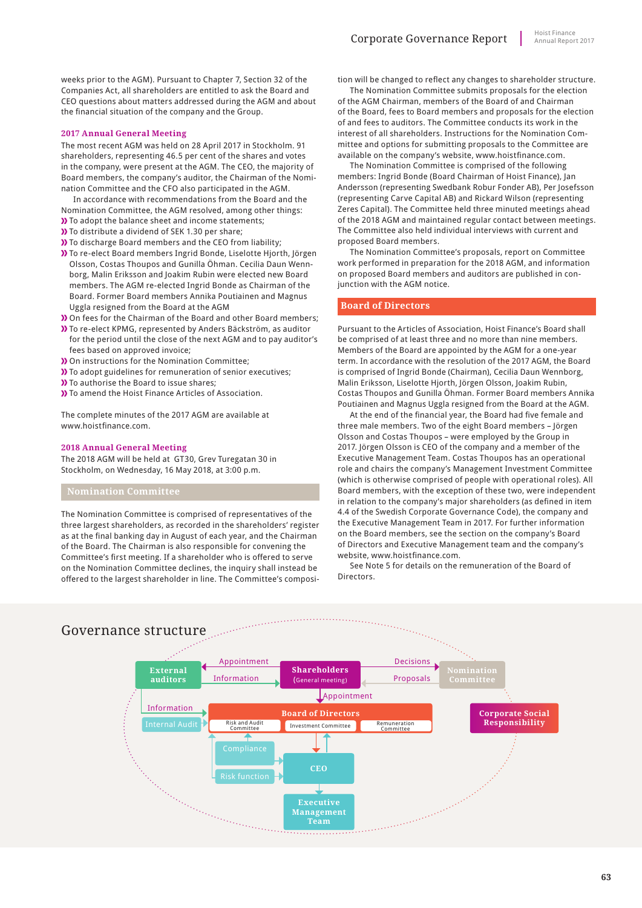weeks prior to the AGM). Pursuant to Chapter 7, Section 32 of the Companies Act, all shareholders are entitled to ask the Board and CEO questions about matters addressed during the AGM and about the financial situation of the company and the Group.

### 2017 Annual General Meeting

The most recent AGM was held on 28 April 2017 in Stockholm. 91 shareholders, representing 46.5 per cent of the shares and votes in the company, were present at the AGM. The CEO, the majority of Board members, the company's auditor, the Chairman of the Nomination Committee and the CFO also participated in the AGM.

In accordance with recommendations from the Board and the Nomination Committee, the AGM resolved, among other things:

- To adopt the balance sheet and income statements;
- To distribute a dividend of SEK 1.30 per share;
- To discharge Board members and the CEO from liability;
- To re-elect Board members Ingrid Bonde, Liselotte Hjorth, Jörgen Olsson, Costas Thoupos and Gunilla Öhman. Cecilia Daun Wennborg, Malin Eriksson and Joakim Rubin were elected new Board members. The AGM re-elected Ingrid Bonde as Chairman of the Board. Former Board members Annika Poutiainen and Magnus Uggla resigned from the Board at the AGM
- On fees for the Chairman of the Board and other Board members;
- To re-elect KPMG, represented by Anders Bäckström, as auditor for the period until the close of the next AGM and to pay auditor's fees based on approved invoice;
- On instructions for the Nomination Committee;
- To adopt guidelines for remuneration of senior executives;
- To authorise the Board to issue shares;
- To amend the Hoist Finance Articles of Association.

The complete minutes of the 2017 AGM are available at www.hoistfinance.com.

### 2018 Annual General Meeting

The 2018 AGM will be held at GT30, Grev Turegatan 30 in Stockholm, on Wednesday, 16 May 2018, at 3:00 p.m.

## Nomination Committee

The Nomination Committee is comprised of representatives of the three largest shareholders, as recorded in the shareholders' register as at the final banking day in August of each year, and the Chairman of the Board. The Chairman is also responsible for convening the Committee's first meeting. If a shareholder who is offered to serve on the Nomination Committee declines, the inquiry shall instead be offered to the largest shareholder in line. The Committee's composition will be changed to reflect any changes to shareholder structure.

The Nomination Committee submits proposals for the election of the AGM Chairman, members of the Board of and Chairman of the Board, fees to Board members and proposals for the election of and fees to auditors. The Committee conducts its work in the interest of all shareholders. Instructions for the Nomination Committee and options for submitting proposals to the Committee are available on the company's website, www.hoistfinance.com.

The Nomination Committee is comprised of the following members: Ingrid Bonde (Board Chairman of Hoist Finance), Jan Andersson (representing Swedbank Robur Fonder AB), Per Josefsson (representing Carve Capital AB) and Rickard Wilson (representing Zeres Capital). The Committee held three minuted meetings ahead of the 2018 AGM and maintained regular contact between meetings. The Committee also held individual interviews with current and proposed Board members.

The Nomination Committee's proposals, report on Committee work performed in preparation for the 2018 AGM, and information on proposed Board members and auditors are published in conjunction with the AGM notice.

## Board of Directors

Pursuant to the Articles of Association, Hoist Finance's Board shall be comprised of at least three and no more than nine members. Members of the Board are appointed by the AGM for a one-year term. In accordance with the resolution of the 2017 AGM, the Board is comprised of Ingrid Bonde (Chairman), Cecilia Daun Wennborg, Malin Eriksson, Liselotte Hjorth, Jörgen Olsson, Joakim Rubin, Costas Thoupos and Gunilla Öhman. Former Board members Annika Poutiainen and Magnus Uggla resigned from the Board at the AGM.

At the end of the financial year, the Board had five female and three male members. Two of the eight Board members – Jörgen Olsson and Costas Thoupos – were employed by the Group in 2017. Jörgen Olsson is CEO of the company and a member of the Executive Management Team. Costas Thoupos has an operational role and chairs the company's Management Investment Committee (which is otherwise comprised of people with operational roles). All Board members, with the exception of these two, were independent in relation to the company's major shareholders (as defined in item 4.4 of the Swedish Corporate Governance Code), the company and the Executive Management Team in 2017. For further information on the Board members, see the section on the company's Board of Directors and Executive Management team and the company's website, www.hoistfinance.com.

See Note 5 for details on the remuneration of the Board of Directors.

## Governance structure

External auditors | Shareholders (General meeting) | Nomination Committee | Board of Directors | Risk and Audit Committee | Investment Committee | Remuneration Committee | Internal Audit | Compliance | Risk function | CEO | Executive Management Team | Corporate Social Responsibility

Appointment | Information | Decisions | Proposals | Appointment | Information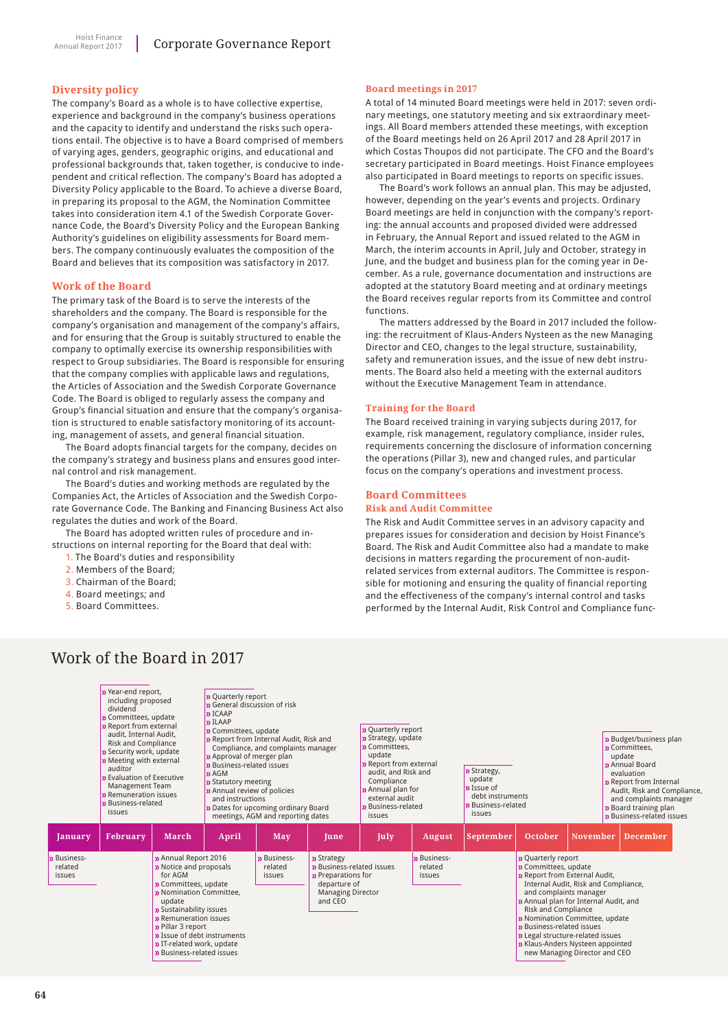## Diversity policy

The company's Board as a whole is to have collective expertise, experience and background in the company's business operations and the capacity to identify and understand the risks such operations entail. The objective is to have a Board comprised of members of varying ages, genders, geographic origins, and educational and professional backgrounds that, taken together, is conducive to independent and critical reflection. The company's Board has adopted a Diversity Policy applicable to the Board. To achieve a diverse Board, in preparing its proposal to the AGM, the Nomination Committee takes into consideration item 4.1 of the Swedish Corporate Governance Code, the Board's Diversity Policy and the European Banking Authority's guidelines on eligibility assessments for Board members. The company continuously evaluates the composition of the Board and believes that its composition was satisfactory in 2017.

## Work of the Board

The primary task of the Board is to serve the interests of the shareholders and the company. The Board is responsible for the company's organisation and management of the company's affairs, and for ensuring that the Group is suitably structured to enable the company to optimally exercise its ownership responsibilities with respect to Group subsidiaries. The Board is responsible for ensuring that the company complies with applicable laws and regulations, the Articles of Association and the Swedish Corporate Governance Code. The Board is obliged to regularly assess the company and Group's financial situation and ensure that the company's organisation is structured to enable satisfactory monitoring of its accounting, management of assets, and general financial situation.

The Board adopts financial targets for the company, decides on the company's strategy and business plans and ensures good internal control and risk management.

The Board's duties and working methods are regulated by the Companies Act, the Articles of Association and the Swedish Corporate Governance Code. The Banking and Financing Business Act also regulates the duties and work of the Board.

The Board has adopted written rules of procedure and instructions on internal reporting for the Board that deal with:

1. The Board's duties and responsibility
2. Members of the Board;
3. Chairman of the Board;
4. Board meetings; and
5. Board Committees.

## Board meetings in 2017

A total of 14 minuted Board meetings were held in 2017: seven ordinary meetings, one statutory meeting and six extraordinary meetings. All Board members attended these meetings, with exception of the Board meetings held on 26 April 2017 and 28 April 2017 in which Costas Thoupos did not participate. The CFO and the Board's secretary participated in Board meetings. Hoist Finance employees also participated in Board meetings to reports on specific issues.

The Board's work follows an annual plan. This may be adjusted, however, depending on the year's events and projects. Ordinary Board meetings are held in conjunction with the company's reporting: the annual accounts and proposed divided were addressed in February, the Annual Report and issued related to the AGM in March, the interim accounts in April, July and October, strategy in June, and the budget and business plan for the coming year in December. As a rule, governance documentation and instructions are adopted at the statutory Board meeting and at ordinary meetings the Board receives regular reports from its Committee and control functions.

The matters addressed by the Board in 2017 included the following: the recruitment of Klaus-Anders Nysteen as the new Managing Director and CEO, changes to the legal structure, sustainability, safety and remuneration issues, and the issue of new debt instruments. The Board also held a meeting with the external auditors without the Executive Management Team in attendance.

## Training for the Board

The Board received training in varying subjects during 2017, for example, risk management, regulatory compliance, insider rules, requirements concerning the disclosure of information concerning the operations (Pillar 3), new and changed rules, and particular focus on the company's operations and investment process.

## Board Committees

### Risk and Audit Committee

The Risk and Audit Committee serves in an advisory capacity and prepares issues for consideration and decision by Hoist Finance's Board. The Risk and Audit Committee also had a mandate to make decisions in matters regarding the procurement of non-audit-related services from external auditors. The Committee is responsible for motioning and ensuring the quality of financial reporting and the effectiveness of the company's internal control and tasks performed by the Internal Audit, Risk Control and Compliance func-

## Work of the Board in 2017

**January**
- Business-related issues

**February**
- Year-end report, including proposed dividend
- Committees, update
- Report from external audit, Internal Audit, Risk and Compliance
- Security work, update
- Meeting with external auditor
- Evaluation of Executive Management Team
- Remuneration issues
- Business-related issues

**March**
- Annual Report 2016
- Notice and proposals for AGM
- Committees, update
- Nomination Committee, update
- Sustainability issues
- Remuneration issues
- Pillar 3 report
- Issue of debt instruments
- IT-related work, update
- Business-related issues

**April**
- Quarterly report
- General discussion of risk
- ICAAP
- ILAAP
- Committees, update
- Report from Internal Audit, Risk and Compliance, and complaints manager
- Approval of merger plan
- Business-related issues
- AGM
- Statutory meeting
- Annual review of policies and instructions
- Dates for upcoming ordinary Board meetings, AGM and reporting dates

**May**
- Business-related issues

**June**
- Strategy
- Business-related issues
- Preparations for departure of Managing Director and CEO

**July**
- Quarterly report
- Strategy, update
- Committees, update
- Report from external audit, and Risk and Compliance
- Annual plan for external audit
- Business-related issues

**August**
- Business-related issues

**September**
- Strategy, update
- Issue of debt instruments
- Business-related issues

**October**
- Quarterly report
- Committees, update
- Report from External Audit, Internal Audit, Risk and Compliance, and complaints manager
- Annual plan for Internal Audit, and Risk and Compliance
- Nomination Committee, update
- Business-related issues
- Legal structure-related issues
- Klaus-Anders Nysteen appointed new Managing Director and CEO

**November**

**December**
- Budget/business plan
- Committees, update
- Annual Board evaluation
- Report from Internal Audit, Risk and Compliance, and complaints manager
- Board training plan
- Business-related issues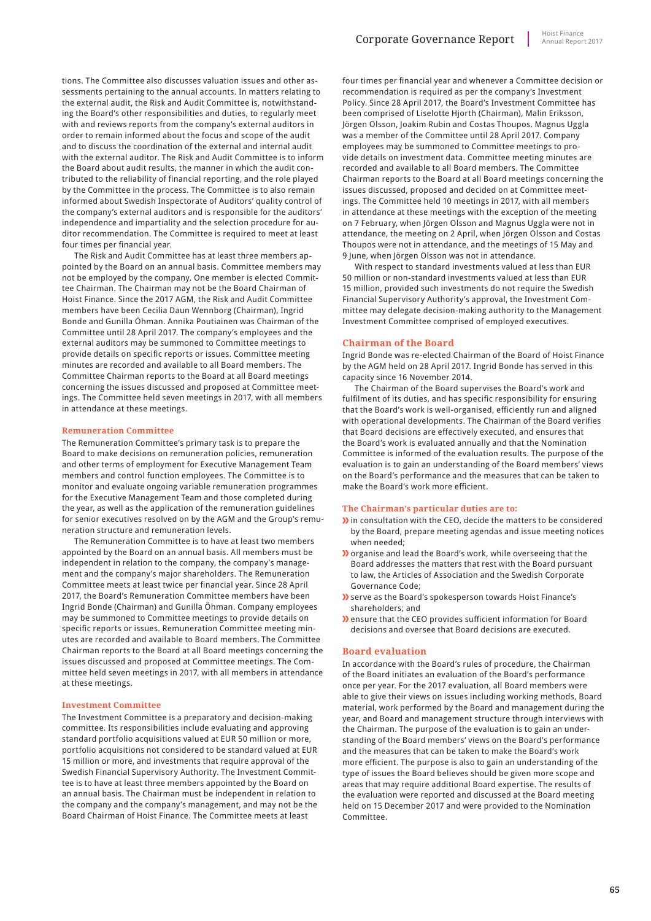tions. The Committee also discusses valuation issues and other assessments pertaining to the annual accounts. In matters relating to the external audit, the Risk and Audit Committee is, notwithstanding the Board's other responsibilities and duties, to regularly meet with and reviews reports from the company's external auditors in order to remain informed about the focus and scope of the audit and to discuss the coordination of the external and internal audit with the external auditor. The Risk and Audit Committee is to inform the Board about audit results, the manner in which the audit contributed to the reliability of financial reporting, and the role played by the Committee in the process. The Committee is to also remain informed about Swedish Inspectorate of Auditors' quality control of the company's external auditors and is responsible for the auditors' independence and impartiality and the selection procedure for auditor recommendation. The Committee is required to meet at least four times per financial year.

The Risk and Audit Committee has at least three members appointed by the Board on an annual basis. Committee members may not be employed by the company. One member is elected Committee Chairman. The Chairman may not be the Board Chairman of Hoist Finance. Since the 2017 AGM, the Risk and Audit Committee members have been Cecilia Daun Wennborg (Chairman), Ingrid Bonde and Gunilla Öhman. Annika Poutiainen was Chairman of the Committee until 28 April 2017. The company's employees and the external auditors may be summoned to Committee meetings to provide details on specific reports or issues. Committee meeting minutes are recorded and available to all Board members. The Committee Chairman reports to the Board at all Board meetings concerning the issues discussed and proposed at Committee meetings. The Committee held seven meetings in 2017, with all members in attendance at these meetings.

### Remuneration Committee

The Remuneration Committee's primary task is to prepare the Board to make decisions on remuneration policies, remuneration and other terms of employment for Executive Management Team members and control function employees. The Committee is to monitor and evaluate ongoing variable remuneration programmes for the Executive Management Team and those completed during the year, as well as the application of the remuneration guidelines for senior executives resolved on by the AGM and the Group's remuneration structure and remuneration levels.

The Remuneration Committee is to have at least two members appointed by the Board on an annual basis. All members must be independent in relation to the company, the company's management and the company's major shareholders. The Remuneration Committee meets at least twice per financial year. Since 28 April 2017, the Board's Remuneration Committee members have been Ingrid Bonde (Chairman) and Gunilla Öhman. Company employees may be summoned to Committee meetings to provide details on specific reports or issues. Remuneration Committee meeting minutes are recorded and available to Board members. The Committee Chairman reports to the Board at all Board meetings concerning the issues discussed and proposed at Committee meetings. The Committee held seven meetings in 2017, with all members in attendance at these meetings.

### Investment Committee

The Investment Committee is a preparatory and decision-making committee. Its responsibilities include evaluating and approving standard portfolio acquisitions valued at EUR 50 million or more, portfolio acquisitions not considered to be standard valued at EUR 15 million or more, and investments that require approval of the Swedish Financial Supervisory Authority. The Investment Committee is to have at least three members appointed by the Board on an annual basis. The Chairman must be independent in relation to the company and the company's management, and may not be the Board Chairman of Hoist Finance. The Committee meets at least four times per financial year and whenever a Committee decision or recommendation is required as per the company's Investment Policy. Since 28 April 2017, the Board's Investment Committee has been comprised of Liselotte Hjorth (Chairman), Malin Eriksson, Jörgen Olsson, Joakim Rubin and Costas Thoupos. Magnus Uggla was a member of the Committee until 28 April 2017. Company employees may be summoned to Committee meetings to provide details on investment data. Committee meeting minutes are recorded and available to all Board members. The Committee Chairman reports to the Board at all Board meetings concerning the issues discussed, proposed and decided on at Committee meetings. The Committee held 10 meetings in 2017, with all members in attendance at these meetings with the exception of the meeting on 7 February, when Jörgen Olsson and Magnus Uggla were not in attendance, the meeting on 2 April, when Jörgen Olsson and Costas Thoupos were not in attendance, and the meetings of 15 May and 9 June, when Jörgen Olsson was not in attendance.

With respect to standard investments valued at less than EUR 50 million or non-standard investments valued at less than EUR 15 million, provided such investments do not require the Swedish Financial Supervisory Authority's approval, the Investment Committee may delegate decision-making authority to the Management Investment Committee comprised of employed executives.

## Chairman of the Board

Ingrid Bonde was re-elected Chairman of the Board of Hoist Finance by the AGM held on 28 April 2017. Ingrid Bonde has served in this capacity since 16 November 2014.

The Chairman of the Board supervises the Board's work and fulfilment of its duties, and has specific responsibility for ensuring that the Board's work is well-organised, efficiently run and aligned with operational developments. The Chairman of the Board verifies that Board decisions are effectively executed, and ensures that the Board's work is evaluated annually and that the Nomination Committee is informed of the evaluation results. The purpose of the evaluation is to gain an understanding of the Board members' views on the Board's performance and the measures that can be taken to make the Board's work more efficient.

### The Chairman's particular duties are to:

- in consultation with the CEO, decide the matters to be considered by the Board, prepare meeting agendas and issue meeting notices when needed;
- organise and lead the Board's work, while overseeing that the Board addresses the matters that rest with the Board pursuant to law, the Articles of Association and the Swedish Corporate Governance Code;
- serve as the Board's spokesperson towards Hoist Finance's shareholders; and
- ensure that the CEO provides sufficient information for Board decisions and oversee that Board decisions are executed.

## Board evaluation

In accordance with the Board's rules of procedure, the Chairman of the Board initiates an evaluation of the Board's performance once per year. For the 2017 evaluation, all Board members were able to give their views on issues including working methods, Board material, work performed by the Board and management during the year, and Board and management structure through interviews with the Chairman. The purpose of the evaluation is to gain an understanding of the Board members' views on the Board's performance and the measures that can be taken to make the Board's work more efficient. The purpose is also to gain an understanding of the type of issues the Board believes should be given more scope and areas that may require additional Board expertise. The results of the evaluation were reported and discussed at the Board meeting held on 15 December 2017 and were provided to the Nomination Committee.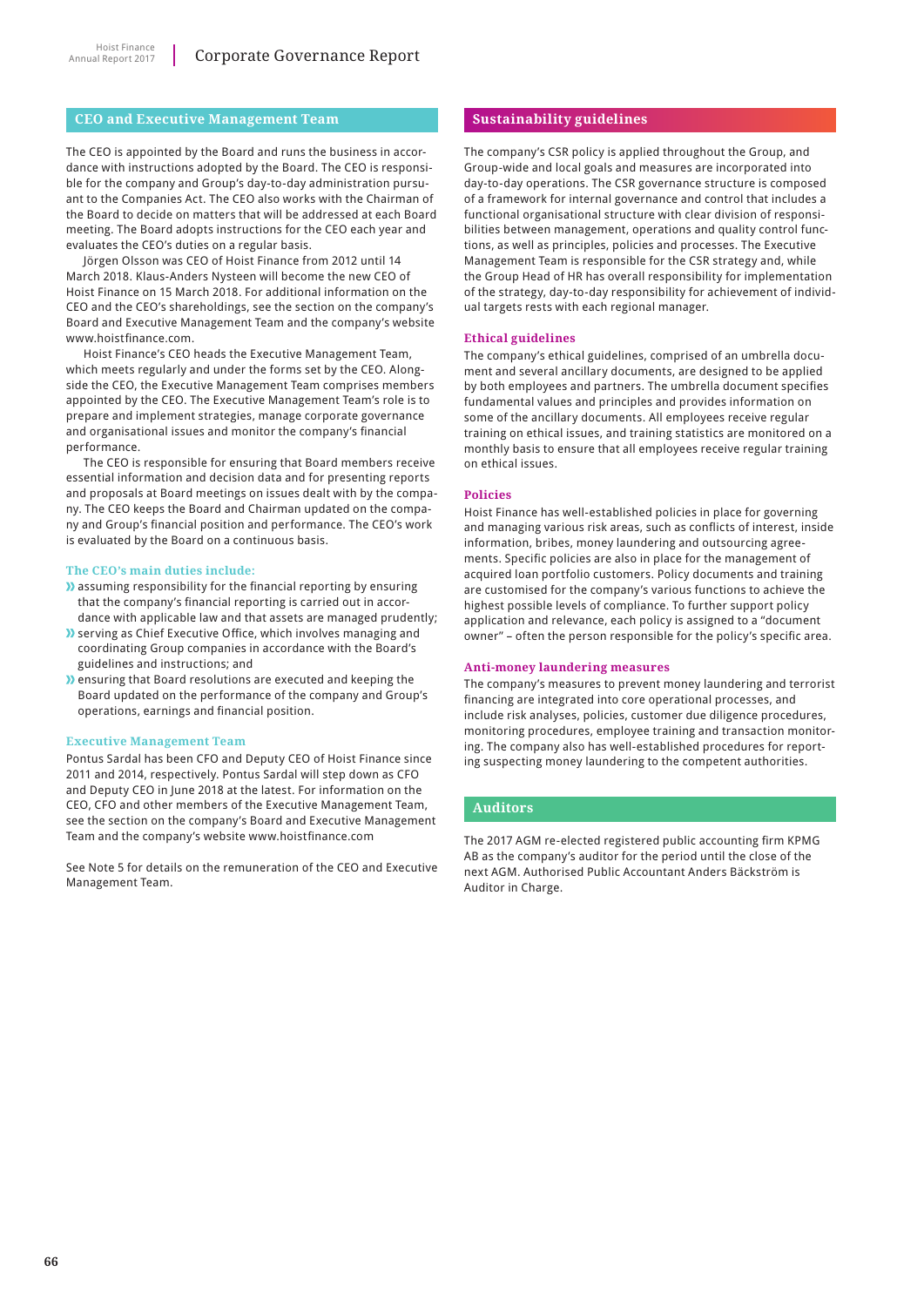## CEO and Executive Management Team

The CEO is appointed by the Board and runs the business in accordance with instructions adopted by the Board. The CEO is responsible for the company and Group's day-to-day administration pursuant to the Companies Act. The CEO also works with the Chairman of the Board to decide on matters that will be addressed at each Board meeting. The Board adopts instructions for the CEO each year and evaluates the CEO's duties on a regular basis.

Jörgen Olsson was CEO of Hoist Finance from 2012 until 14 March 2018. Klaus-Anders Nysteen will become the new CEO of Hoist Finance on 15 March 2018. For additional information on the CEO and the CEO's shareholdings, see the section on the company's Board and Executive Management Team and the company's website www.hoistfinance.com.

Hoist Finance's CEO heads the Executive Management Team, which meets regularly and under the forms set by the CEO. Alongside the CEO, the Executive Management Team comprises members appointed by the CEO. The Executive Management Team's role is to prepare and implement strategies, manage corporate governance and organisational issues and monitor the company's financial performance.

The CEO is responsible for ensuring that Board members receive essential information and decision data and for presenting reports and proposals at Board meetings on issues dealt with by the company. The CEO keeps the Board and Chairman updated on the company and Group's financial position and performance. The CEO's work is evaluated by the Board on a continuous basis.

### The CEO's main duties include:

- assuming responsibility for the financial reporting by ensuring that the company's financial reporting is carried out in accordance with applicable law and that assets are managed prudently;
- serving as Chief Executive Office, which involves managing and coordinating Group companies in accordance with the Board's guidelines and instructions; and
- ensuring that Board resolutions are executed and keeping the Board updated on the performance of the company and Group's operations, earnings and financial position.

### Executive Management Team

Pontus Sardal has been CFO and Deputy CEO of Hoist Finance since 2011 and 2014, respectively. Pontus Sardal will step down as CFO and Deputy CEO in June 2018 at the latest. For information on the CEO, CFO and other members of the Executive Management Team, see the section on the company's Board and Executive Management Team and the company's website www.hoistfinance.com

See Note 5 for details on the remuneration of the CEO and Executive Management Team.

## Sustainability guidelines

The company's CSR policy is applied throughout the Group, and Group-wide and local goals and measures are incorporated into day-to-day operations. The CSR governance structure is composed of a framework for internal governance and control that includes a functional organisational structure with clear division of responsibilities between management, operations and quality control functions, as well as principles, policies and processes. The Executive Management Team is responsible for the CSR strategy and, while the Group Head of HR has overall responsibility for implementation of the strategy, day-to-day responsibility for achievement of individual targets rests with each regional manager.

### Ethical guidelines

The company's ethical guidelines, comprised of an umbrella document and several ancillary documents, are designed to be applied by both employees and partners. The umbrella document specifies fundamental values and principles and provides information on some of the ancillary documents. All employees receive regular training on ethical issues, and training statistics are monitored on a monthly basis to ensure that all employees receive regular training on ethical issues.

### Policies

Hoist Finance has well-established policies in place for governing and managing various risk areas, such as conflicts of interest, inside information, bribes, money laundering and outsourcing agreements. Specific policies are also in place for the management of acquired loan portfolio customers. Policy documents and training are customised for the company's various functions to achieve the highest possible levels of compliance. To further support policy application and relevance, each policy is assigned to a "document owner" – often the person responsible for the policy's specific area.

### Anti-money laundering measures

The company's measures to prevent money laundering and terrorist financing are integrated into core operational processes, and include risk analyses, policies, customer due diligence procedures, monitoring procedures, employee training and transaction monitoring. The company also has well-established procedures for reporting suspecting money laundering to the competent authorities.

## Auditors

The 2017 AGM re-elected registered public accounting firm KPMG AB as the company's auditor for the period until the close of the next AGM. Authorised Public Accountant Anders Bäckström is Auditor in Charge.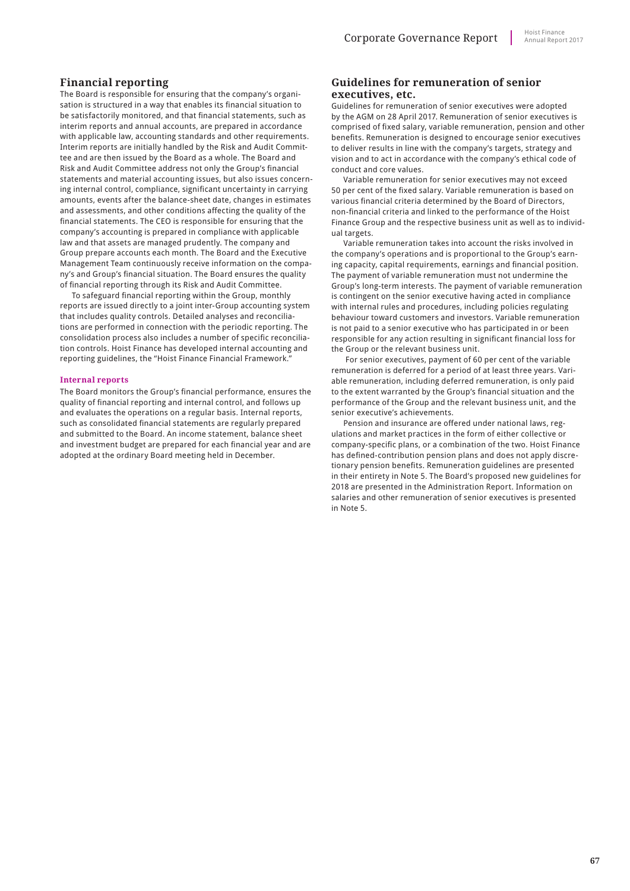## Financial reporting

The Board is responsible for ensuring that the company's organisation is structured in a way that enables its financial situation to be satisfactorily monitored, and that financial statements, such as interim reports and annual accounts, are prepared in accordance with applicable law, accounting standards and other requirements. Interim reports are initially handled by the Risk and Audit Committee and are then issued by the Board as a whole. The Board and Risk and Audit Committee address not only the Group's financial statements and material accounting issues, but also issues concerning internal control, compliance, significant uncertainty in carrying amounts, events after the balance-sheet date, changes in estimates and assessments, and other conditions affecting the quality of the financial statements. The CEO is responsible for ensuring that the company's accounting is prepared in compliance with applicable law and that assets are managed prudently. The company and Group prepare accounts each month. The Board and the Executive Management Team continuously receive information on the company's and Group's financial situation. The Board ensures the quality of financial reporting through its Risk and Audit Committee.

To safeguard financial reporting within the Group, monthly reports are issued directly to a joint inter-Group accounting system that includes quality controls. Detailed analyses and reconciliations are performed in connection with the periodic reporting. The consolidation process also includes a number of specific reconciliation controls. Hoist Finance has developed internal accounting and reporting guidelines, the "Hoist Finance Financial Framework."

### Internal reports

The Board monitors the Group's financial performance, ensures the quality of financial reporting and internal control, and follows up and evaluates the operations on a regular basis. Internal reports, such as consolidated financial statements are regularly prepared and submitted to the Board. An income statement, balance sheet and investment budget are prepared for each financial year and are adopted at the ordinary Board meeting held in December.

## Guidelines for remuneration of senior executives, etc.

Guidelines for remuneration of senior executives were adopted by the AGM on 28 April 2017. Remuneration of senior executives is comprised of fixed salary, variable remuneration, pension and other benefits. Remuneration is designed to encourage senior executives to deliver results in line with the company's targets, strategy and vision and to act in accordance with the company's ethical code of conduct and core values.

Variable remuneration for senior executives may not exceed 50 per cent of the fixed salary. Variable remuneration is based on various financial criteria determined by the Board of Directors, non-financial criteria and linked to the performance of the Hoist Finance Group and the respective business unit as well as to individual targets.

Variable remuneration takes into account the risks involved in the company's operations and is proportional to the Group's earning capacity, capital requirements, earnings and financial position. The payment of variable remuneration must not undermine the Group's long-term interests. The payment of variable remuneration is contingent on the senior executive having acted in compliance with internal rules and procedures, including policies regulating behaviour toward customers and investors. Variable remuneration is not paid to a senior executive who has participated in or been responsible for any action resulting in significant financial loss for the Group or the relevant business unit.

For senior executives, payment of 60 per cent of the variable remuneration is deferred for a period of at least three years. Variable remuneration, including deferred remuneration, is only paid to the extent warranted by the Group's financial situation and the performance of the Group and the relevant business unit, and the senior executive's achievements.

Pension and insurance are offered under national laws, regulations and market practices in the form of either collective or company-specific plans, or a combination of the two. Hoist Finance has defined-contribution pension plans and does not apply discretionary pension benefits. Remuneration guidelines are presented in their entirety in Note 5. The Board's proposed new guidelines for 2018 are presented in the Administration Report. Information on salaries and other remuneration of senior executives is presented in Note 5.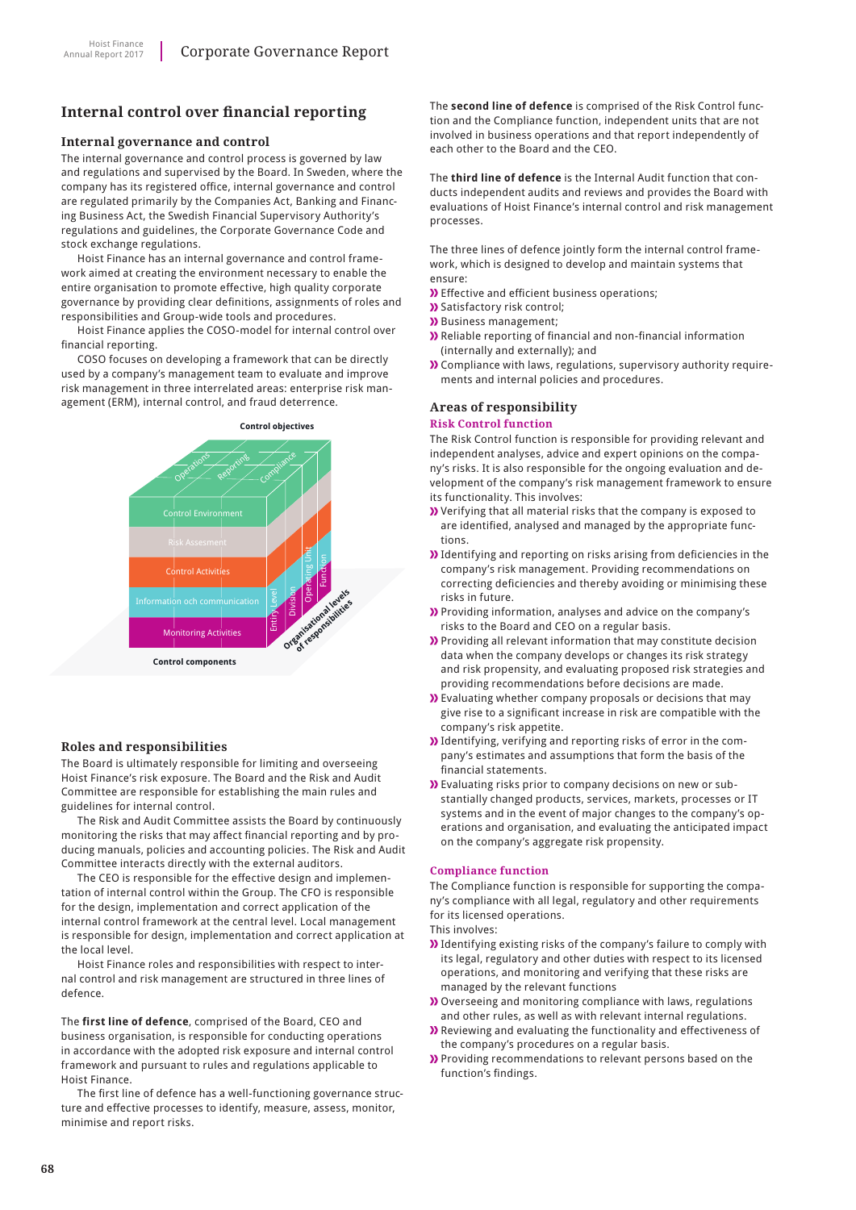## Internal control over financial reporting

### Internal governance and control

The internal governance and control process is governed by law and regulations and supervised by the Board. In Sweden, where the company has its registered office, internal governance and control are regulated primarily by the Companies Act, Banking and Financing Business Act, the Swedish Financial Supervisory Authority's regulations and guidelines, the Corporate Governance Code and stock exchange regulations.

Hoist Finance has an internal governance and control framework aimed at creating the environment necessary to enable the entire organisation to promote effective, high quality corporate governance by providing clear definitions, assignments of roles and responsibilities and Group-wide tools and procedures.

Hoist Finance applies the COSO-model for internal control over financial reporting.

COSO focuses on developing a framework that can be directly used by a company's management team to evaluate and improve risk management in three interrelated areas: enterprise risk management (ERM), internal control, and fraud deterrence.

Control objectives

Operations | Reporting | Compliance

Control Environment

Risk Assesment

Control Activities

Information och communication

Monitoring Activities

Entity Level | Division | Operating Unit | Function

Organisational levels of responsibilities

Control components

### Roles and responsibilities

The Board is ultimately responsible for limiting and overseeing Hoist Finance's risk exposure. The Board and the Risk and Audit Committee are responsible for establishing the main rules and guidelines for internal control.

The Risk and Audit Committee assists the Board by continuously monitoring the risks that may affect financial reporting and by producing manuals, policies and accounting policies. The Risk and Audit Committee interacts directly with the external auditors.

The CEO is responsible for the effective design and implementation of internal control within the Group. The CFO is responsible for the design, implementation and correct application of the internal control framework at the central level. Local management is responsible for design, implementation and correct application at the local level.

Hoist Finance roles and responsibilities with respect to internal control and risk management are structured in three lines of defence.

The **first line of defence**, comprised of the Board, CEO and business organisation, is responsible for conducting operations in accordance with the adopted risk exposure and internal control framework and pursuant to rules and regulations applicable to Hoist Finance.

The first line of defence has a well-functioning governance structure and effective processes to identify, measure, assess, monitor, minimise and report risks.

The **second line of defence** is comprised of the Risk Control function and the Compliance function, independent units that are not involved in business operations and that report independently of each other to the Board and the CEO.

The **third line of defence** is the Internal Audit function that conducts independent audits and reviews and provides the Board with evaluations of Hoist Finance's internal control and risk management processes.

The three lines of defence jointly form the internal control framework, which is designed to develop and maintain systems that ensure:

- Effective and efficient business operations;
- Satisfactory risk control;
- Business management;
- Reliable reporting of financial and non-financial information (internally and externally); and
- Compliance with laws, regulations, supervisory authority requirements and internal policies and procedures.

### Areas of responsibility

#### Risk Control function

The Risk Control function is responsible for providing relevant and independent analyses, advice and expert opinions on the company's risks. It is also responsible for the ongoing evaluation and development of the company's risk management framework to ensure its functionality. This involves:

- Verifying that all material risks that the company is exposed to are identified, analysed and managed by the appropriate functions.
- Identifying and reporting on risks arising from deficiencies in the company's risk management. Providing recommendations on correcting deficiencies and thereby avoiding or minimising these risks in future.
- Providing information, analyses and advice on the company's risks to the Board and CEO on a regular basis.
- Providing all relevant information that may constitute decision data when the company develops or changes its risk strategy and risk propensity, and evaluating proposed risk strategies and providing recommendations before decisions are made.
- Evaluating whether company proposals or decisions that may give rise to a significant increase in risk are compatible with the company's risk appetite.
- Identifying, verifying and reporting risks of error in the company's estimates and assumptions that form the basis of the financial statements.
- Evaluating risks prior to company decisions on new or substantially changed products, services, markets, processes or IT systems and in the event of major changes to the company's operations and organisation, and evaluating the anticipated impact on the company's aggregate risk propensity.

#### Compliance function

The Compliance function is responsible for supporting the company's compliance with all legal, regulatory and other requirements for its licensed operations.

This involves:

- Identifying existing risks of the company's failure to comply with its legal, regulatory and other duties with respect to its licensed operations, and monitoring and verifying that these risks are managed by the relevant functions
- Overseeing and monitoring compliance with laws, regulations and other rules, as well as with relevant internal regulations.
- Reviewing and evaluating the functionality and effectiveness of the company's procedures on a regular basis.
- Providing recommendations to relevant persons based on the function's findings.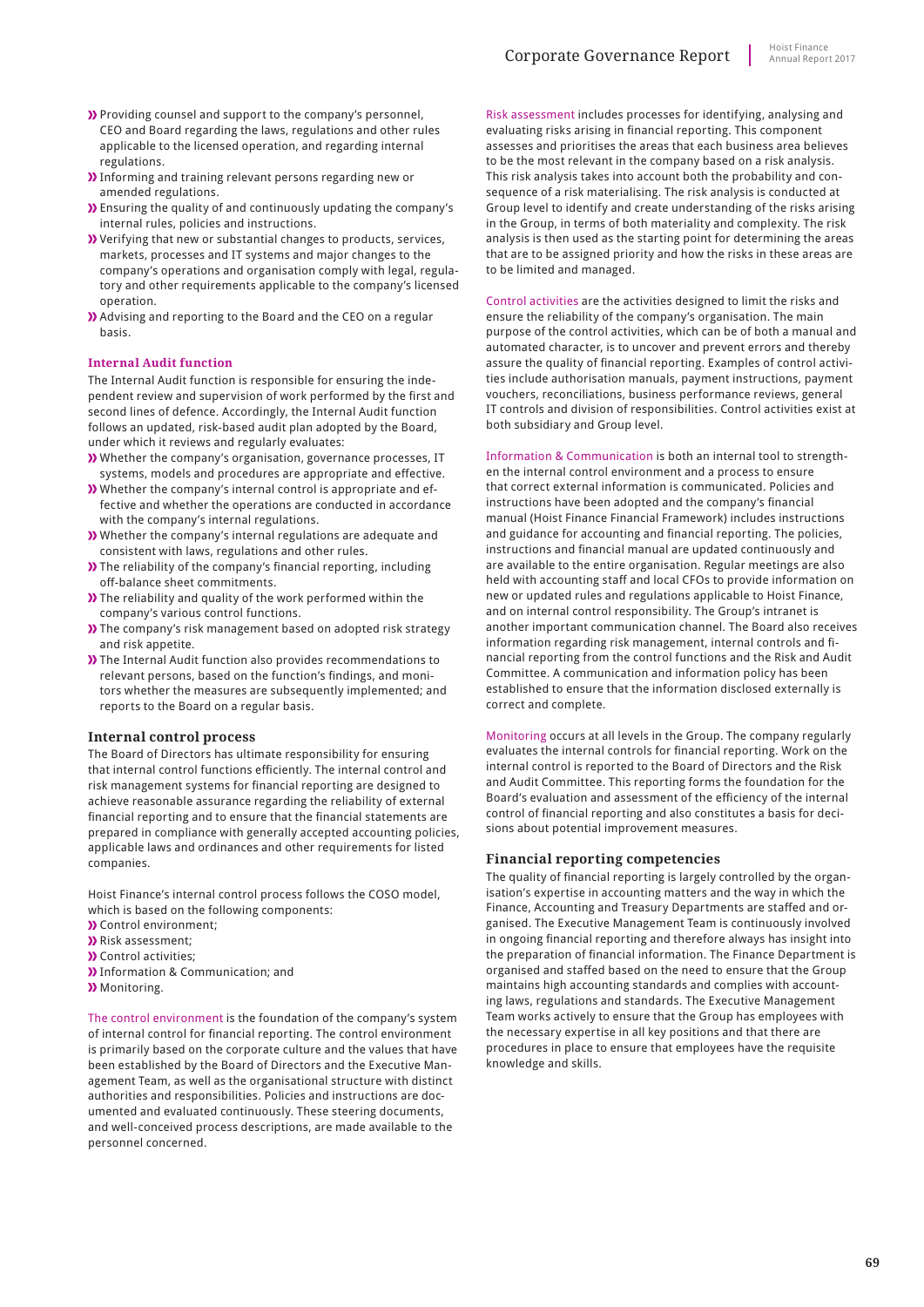- Providing counsel and support to the company's personnel, CEO and Board regarding the laws, regulations and other rules applicable to the licensed operation, and regarding internal regulations.
- Informing and training relevant persons regarding new or amended regulations.
- Ensuring the quality of and continuously updating the company's internal rules, policies and instructions.
- Verifying that new or substantial changes to products, services, markets, processes and IT systems and major changes to the company's operations and organisation comply with legal, regulatory and other requirements applicable to the company's licensed operation.
- Advising and reporting to the Board and the CEO on a regular basis.

#### Internal Audit function

The Internal Audit function is responsible for ensuring the independent review and supervision of work performed by the first and second lines of defence. Accordingly, the Internal Audit function follows an updated, risk-based audit plan adopted by the Board, under which it reviews and regularly evaluates:

- Whether the company's organisation, governance processes, IT systems, models and procedures are appropriate and effective.
- Whether the company's internal control is appropriate and effective and whether the operations are conducted in accordance with the company's internal regulations.
- Whether the company's internal regulations are adequate and consistent with laws, regulations and other rules.
- The reliability of the company's financial reporting, including off-balance sheet commitments.
- The reliability and quality of the work performed within the company's various control functions.
- The company's risk management based on adopted risk strategy and risk appetite.
- The Internal Audit function also provides recommendations to relevant persons, based on the function's findings, and monitors whether the measures are subsequently implemented; and reports to the Board on a regular basis.

### Internal control process

The Board of Directors has ultimate responsibility for ensuring that internal control functions efficiently. The internal control and risk management systems for financial reporting are designed to achieve reasonable assurance regarding the reliability of external financial reporting and to ensure that the financial statements are prepared in compliance with generally accepted accounting policies, applicable laws and ordinances and other requirements for listed companies.

Hoist Finance's internal control process follows the COSO model, which is based on the following components:

- Control environment;
- Risk assessment;
- Control activities;
- Information & Communication; and
- Monitoring.

The control environment is the foundation of the company's system of internal control for financial reporting. The control environment is primarily based on the corporate culture and the values that have been established by the Board of Directors and the Executive Management Team, as well as the organisational structure with distinct authorities and responsibilities. Policies and instructions are documented and evaluated continuously. These steering documents, and well-conceived process descriptions, are made available to the personnel concerned.

Risk assessment includes processes for identifying, analysing and evaluating risks arising in financial reporting. This component assesses and prioritises the areas that each business area believes to be the most relevant in the company based on a risk analysis. This risk analysis takes into account both the probability and consequence of a risk materialising. The risk analysis is conducted at Group level to identify and create understanding of the risks arising in the Group, in terms of both materiality and complexity. The risk analysis is then used as the starting point for determining the areas that are to be assigned priority and how the risks in these areas are to be limited and managed.

Control activities are the activities designed to limit the risks and ensure the reliability of the company's organisation. The main purpose of the control activities, which can be of both a manual and automated character, is to uncover and prevent errors and thereby assure the quality of financial reporting. Examples of control activities include authorisation manuals, payment instructions, payment vouchers, reconciliations, business performance reviews, general IT controls and division of responsibilities. Control activities exist at both subsidiary and Group level.

Information & Communication is both an internal tool to strengthen the internal control environment and a process to ensure that correct external information is communicated. Policies and instructions have been adopted and the company's financial manual (Hoist Finance Financial Framework) includes instructions and guidance for accounting and financial reporting. The policies, instructions and financial manual are updated continuously and are available to the entire organisation. Regular meetings are also held with accounting staff and local CFOs to provide information on new or updated rules and regulations applicable to Hoist Finance, and on internal control responsibility. The Group's intranet is another important communication channel. The Board also receives information regarding risk management, internal controls and financial reporting from the control functions and the Risk and Audit Committee. A communication and information policy has been established to ensure that the information disclosed externally is correct and complete.

Monitoring occurs at all levels in the Group. The company regularly evaluates the internal controls for financial reporting. Work on the internal control is reported to the Board of Directors and the Risk and Audit Committee. This reporting forms the foundation for the Board's evaluation and assessment of the efficiency of the internal control of financial reporting and also constitutes a basis for decisions about potential improvement measures.

### Financial reporting competencies

The quality of financial reporting is largely controlled by the organisation's expertise in accounting matters and the way in which the Finance, Accounting and Treasury Departments are staffed and organised. The Executive Management Team is continuously involved in ongoing financial reporting and therefore always has insight into the preparation of financial information. The Finance Department is organised and staffed based on the need to ensure that the Group maintains high accounting standards and complies with accounting laws, regulations and standards. The Executive Management Team works actively to ensure that the Group has employees with the necessary expertise in all key positions and that there are procedures in place to ensure that employees have the requisite knowledge and skills.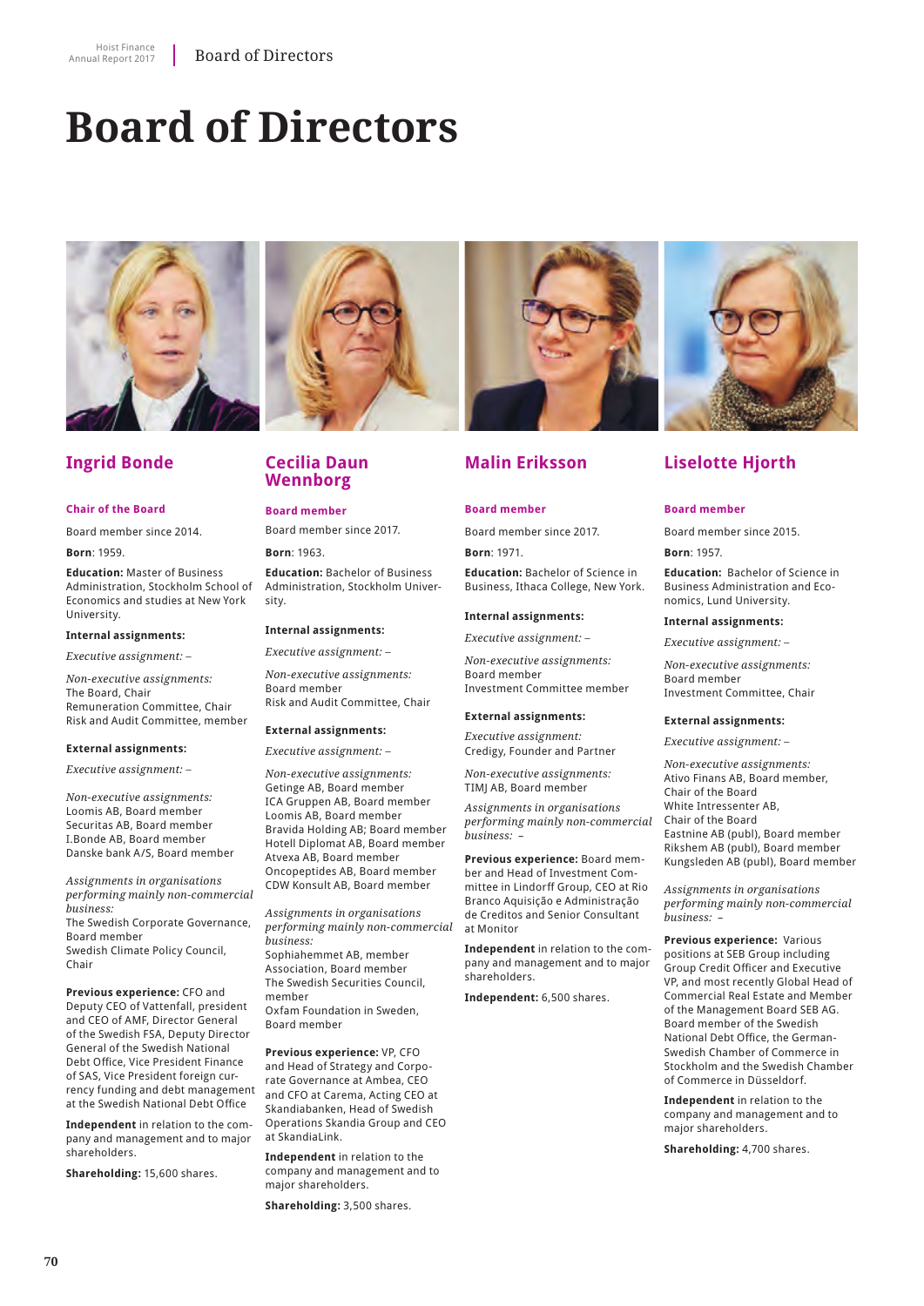# Board of Directors

## Ingrid Bonde

**Chair of the Board**

Board member since 2014.

**Born**: 1959.

**Education:** Master of Business Administration, Stockholm School of Economics and studies at New York University.

**Internal assignments:**

*Executive assignment:* –

*Non-executive assignments:*
The Board, Chair
Remuneration Committee, Chair
Risk and Audit Committee, member

**External assignments:**

*Executive assignment:* –

*Non-executive assignments:*
Loomis AB, Board member
Securitas AB, Board member
I.Bonde AB, Board member
Danske bank A/S, Board member

*Assignments in organisations performing mainly non-commercial business:*
The Swedish Corporate Governance, Board member
Swedish Climate Policy Council, Chair

**Previous experience:** CFO and Deputy CEO of Vattenfall, president and CEO of AMF, Director General of the Swedish FSA, Deputy Director General of the Swedish National Debt Office, Vice President Finance of SAS, Vice President foreign currency funding and debt management at the Swedish National Debt Office

**Independent** in relation to the company and management and to major shareholders.

**Shareholding:** 15,600 shares.

## Cecilia Daun Wennborg

**Board member**

Board member since 2017.

**Born**: 1963.

**Education:** Bachelor of Business Administration, Stockholm University.

**Internal assignments:**

*Executive assignment:* –

*Non-executive assignments:*
Board member
Risk and Audit Committee, Chair

**External assignments:**

*Executive assignment:* –

*Non-executive assignments:*
Getinge AB, Board member
ICA Gruppen AB, Board member
Loomis AB, Board member
Bravida Holding AB; Board member
Hotell Diplomat AB, Board member
Atvexa AB, Board member
Oncopeptides AB, Board member
CDW Konsult AB, Board member

*Assignments in organisations performing mainly non-commercial business:*
Sophiahemmet AB, member
Association, Board member
The Swedish Securities Council, member
Oxfam Foundation in Sweden, Board member

**Previous experience:** VP, CFO and Head of Strategy and Corporate Governance at Ambea, CEO and CFO at Carema, Acting CEO at Skandiabanken, Head of Swedish Operations Skandia Group and CEO at SkandiaLink.

**Independent** in relation to the company and management and to major shareholders.

**Shareholding:** 3,500 shares.

## Malin Eriksson

**Board member**

Board member since 2017.

**Born**: 1971.

**Education:** Bachelor of Science in Business, Ithaca College, New York.

**Internal assignments:**

*Executive assignment:* –

*Non-executive assignments:*
Board member
Investment Committee member

**External assignments:**

*Executive assignment:*
Credigy, Founder and Partner

*Non-executive assignments:*
TIMJ AB, Board member

*Assignments in organisations performing mainly non-commercial business:* –

**Previous experience:** Board member and Head of Investment Committee in Lindorff Group, CEO at Rio Branco Aquisição e Administração de Creditos and Senior Consultant at Monitor

**Independent** in relation to the company and management and to major shareholders.

**Independent:** 6,500 shares.

## Liselotte Hjorth

**Board member**

Board member since 2015.

**Born**: 1957.

**Education:** Bachelor of Science in Business Administration and Economics, Lund University.

**Internal assignments:**

*Executive assignment:* –

*Non-executive assignments:*
Board member
Investment Committee, Chair

**External assignments:**

*Executive assignment:* –

*Non-executive assignments:*
Ativo Finans AB, Board member, Chair of the Board
White Intressenter AB, Chair of the Board
Eastnine AB (publ), Board member
Rikshem AB (publ), Board member
Kungsleden AB (publ), Board member

*Assignments in organisations performing mainly non-commercial business:* –

**Previous experience:** Various positions at SEB Group including Group Credit Officer and Executive VP, and most recently Global Head of Commercial Real Estate and Member of the Management Board SEB AG. Board member of the Swedish National Debt Office, the German-Swedish Chamber of Commerce in Stockholm and the Swedish Chamber of Commerce in Düsseldorf.

**Independent** in relation to the company and management and to major shareholders.

**Shareholding:** 4,700 shares.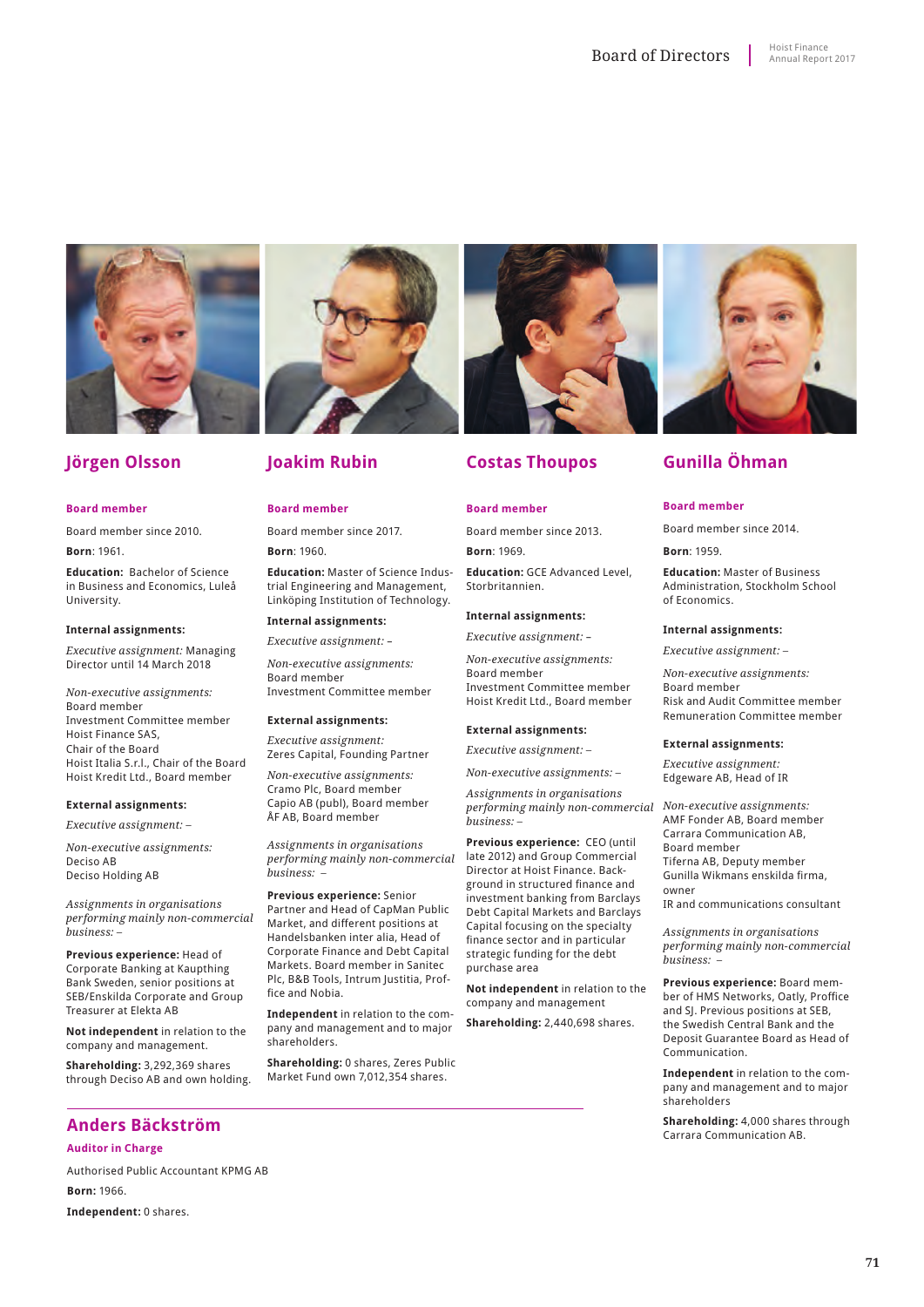## Jörgen Olsson

**Board member**

Board member since 2010.

**Born**: 1961.

**Education:** Bachelor of Science in Business and Economics, Luleå University.

**Internal assignments:**

*Executive assignment:* Managing Director until 14 March 2018

*Non-executive assignments:*
Board member
Investment Committee member
Hoist Finance SAS,
Chair of the Board
Hoist Italia S.r.l., Chair of the Board
Hoist Kredit Ltd., Board member

**External assignments:**

*Executive assignment:* –

*Non-executive assignments:*
Deciso AB
Deciso Holding AB

*Assignments in organisations performing mainly non-commercial business:* –

**Previous experience:** Head of Corporate Banking at Kaupthing Bank Sweden, senior positions at SEB/Enskilda Corporate and Group Treasurer at Elekta AB

**Not independent** in relation to the company and management.

**Shareholding:** 3,292,369 shares through Deciso AB and own holding.

## Joakim Rubin

**Board member**

Board member since 2017.

**Born**: 1960.

**Education:** Master of Science Industrial Engineering and Management, Linköping Institution of Technology.

**Internal assignments:**

*Executive assignment:* –

*Non-executive assignments:*
Board member
Investment Committee member

**External assignments:**

*Executive assignment:*
Zeres Capital, Founding Partner

*Non-executive assignments:*
Cramo Plc, Board member
Capio AB (publ), Board member
ÅF AB, Board member

*Assignments in organisations performing mainly non-commercial business:* –

**Previous experience:** Senior Partner and Head of CapMan Public Market, and different positions at Handelsbanken inter alia, Head of Corporate Finance and Debt Capital Markets. Board member in Sanitec Plc, B&B Tools, Intrum Justitia, Proffice and Nobia.

**Independent** in relation to the company and management and to major shareholders.

**Shareholding:** 0 shares, Zeres Public Market Fund own 7,012,354 shares.

## Costas Thoupos

**Board member**

Board member since 2013.

**Born**: 1969.

**Education:** GCE Advanced Level, Storbritannien.

**Internal assignments:**

*Executive assignment:* –

*Non-executive assignments:*
Board member
Investment Committee member
Hoist Kredit Ltd., Board member

**External assignments:**

*Executive assignment:* –

*Non-executive assignments:* –

*Assignments in organisations performing mainly non-commercial business:* –

**Previous experience:** CEO (until late 2012) and Group Commercial Director at Hoist Finance. Background in structured finance and investment banking from Barclays Debt Capital Markets and Barclays Capital focusing on the specialty finance sector and in particular strategic funding for the debt purchase area

**Not independent** in relation to the company and management

**Shareholding:** 2,440,698 shares.

## Gunilla Öhman

**Board member**

Board member since 2014.

**Born**: 1959.

**Education:** Master of Business Administration, Stockholm School of Economics.

**Internal assignments:**

*Executive assignment:* –

*Non-executive assignments:*
Board member
Risk and Audit Committee member
Remuneration Committee member

**External assignments:**

*Executive assignment:*
Edgeware AB, Head of IR

*Non-executive assignments:*
AMF Fonder AB, Board member
Carrara Communication AB,
Board member
Tiferna AB, Deputy member
Gunilla Wikmans enskilda firma, owner
IR and communications consultant

*Assignments in organisations performing mainly non-commercial business:* –

**Previous experience:** Board member of HMS Networks, Oatly, Proffice and SJ. Previous positions at SEB, the Swedish Central Bank and the Deposit Guarantee Board as Head of Communication.

**Independent** in relation to the company and management and to major shareholders

**Shareholding:** 4,000 shares through Carrara Communication AB.

## Anders Bäckström

**Auditor in Charge**

Authorised Public Accountant KPMG AB

**Born:** 1966.

**Independent:** 0 shares.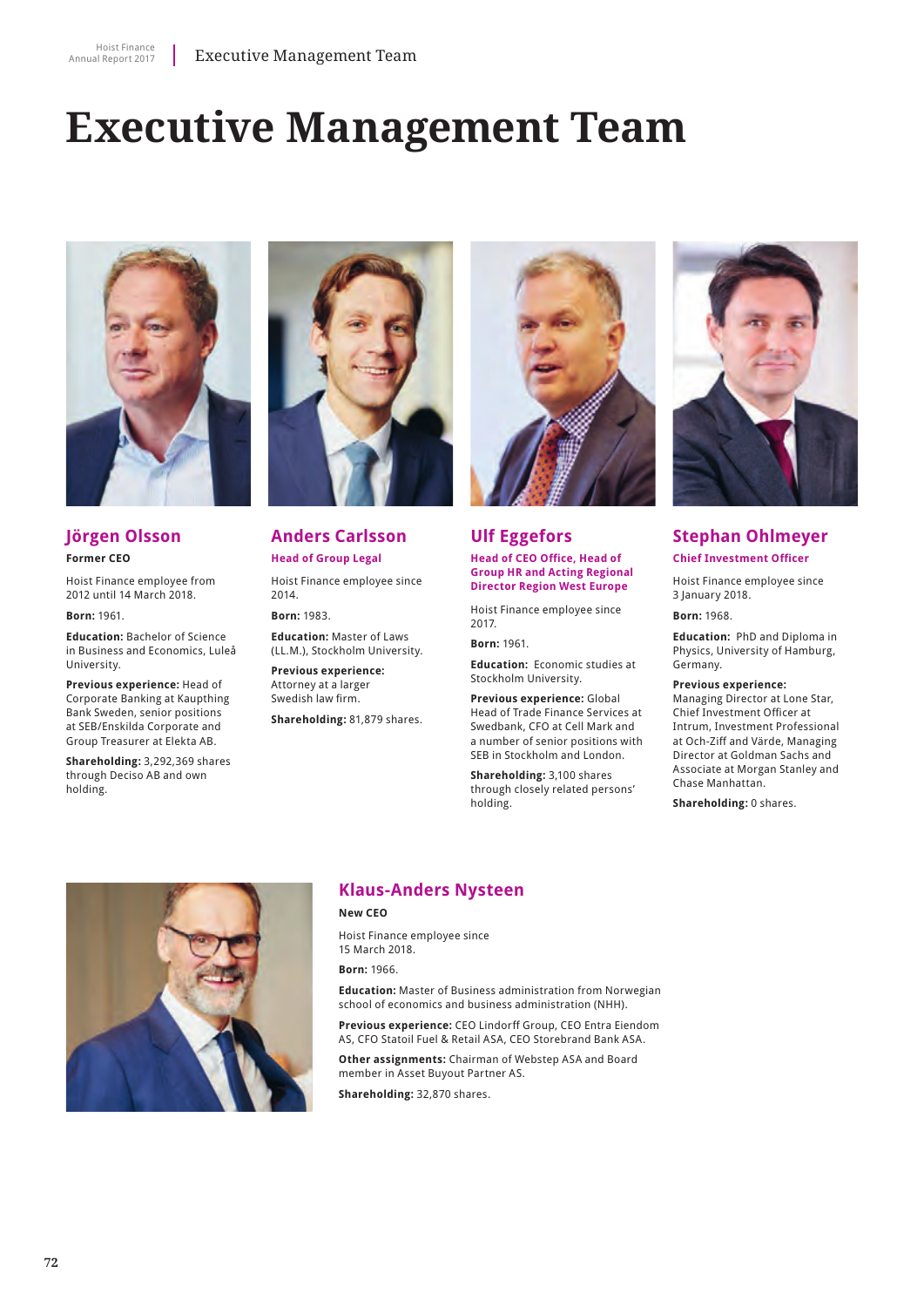# Executive Management Team

## Jörgen Olsson

**Former CEO**

Hoist Finance employee from 2012 until 14 March 2018.

**Born:** 1961.

**Education:** Bachelor of Science in Business and Economics, Luleå University.

**Previous experience:** Head of Corporate Banking at Kaupthing Bank Sweden, senior positions at SEB/Enskilda Corporate and Group Treasurer at Elekta AB.

**Shareholding:** 3,292,369 shares through Deciso AB and own holding.

## Anders Carlsson

**Head of Group Legal**

Hoist Finance employee since 2014.

**Born:** 1983.

**Education:** Master of Laws (LL.M.), Stockholm University.

**Previous experience:** Attorney at a larger Swedish law firm.

**Shareholding:** 81,879 shares.

## Ulf Eggefors

**Head of CEO Office, Head of Group HR and Acting Regional Director Region West Europe**

Hoist Finance employee since 2017.

**Born:** 1961.

**Education:** Economic studies at Stockholm University.

**Previous experience:** Global Head of Trade Finance Services at Swedbank, CFO at Cell Mark and a number of senior positions with SEB in Stockholm and London.

**Shareholding:** 3,100 shares through closely related persons' holding.

## Stephan Ohlmeyer

**Chief Investment Officer**

Hoist Finance employee since 3 January 2018.

**Born:** 1968.

**Education:** PhD and Diploma in Physics, University of Hamburg, Germany.

**Previous experience:** Managing Director at Lone Star, Chief Investment Officer at Intrum, Investment Professional at Och-Ziff and Värde, Managing Director at Goldman Sachs and Associate at Morgan Stanley and Chase Manhattan.

**Shareholding:** 0 shares.

## Klaus-Anders Nysteen

**New CEO**

Hoist Finance employee since 15 March 2018.

**Born:** 1966.

**Education:** Master of Business administration from Norwegian school of economics and business administration (NHH).

**Previous experience:** CEO Lindorff Group, CEO Entra Eiendom AS, CFO Statoil Fuel & Retail ASA, CEO Storebrand Bank ASA.

**Other assignments:** Chairman of Webstep ASA and Board member in Asset Buyout Partner AS.

**Shareholding:** 32,870 shares.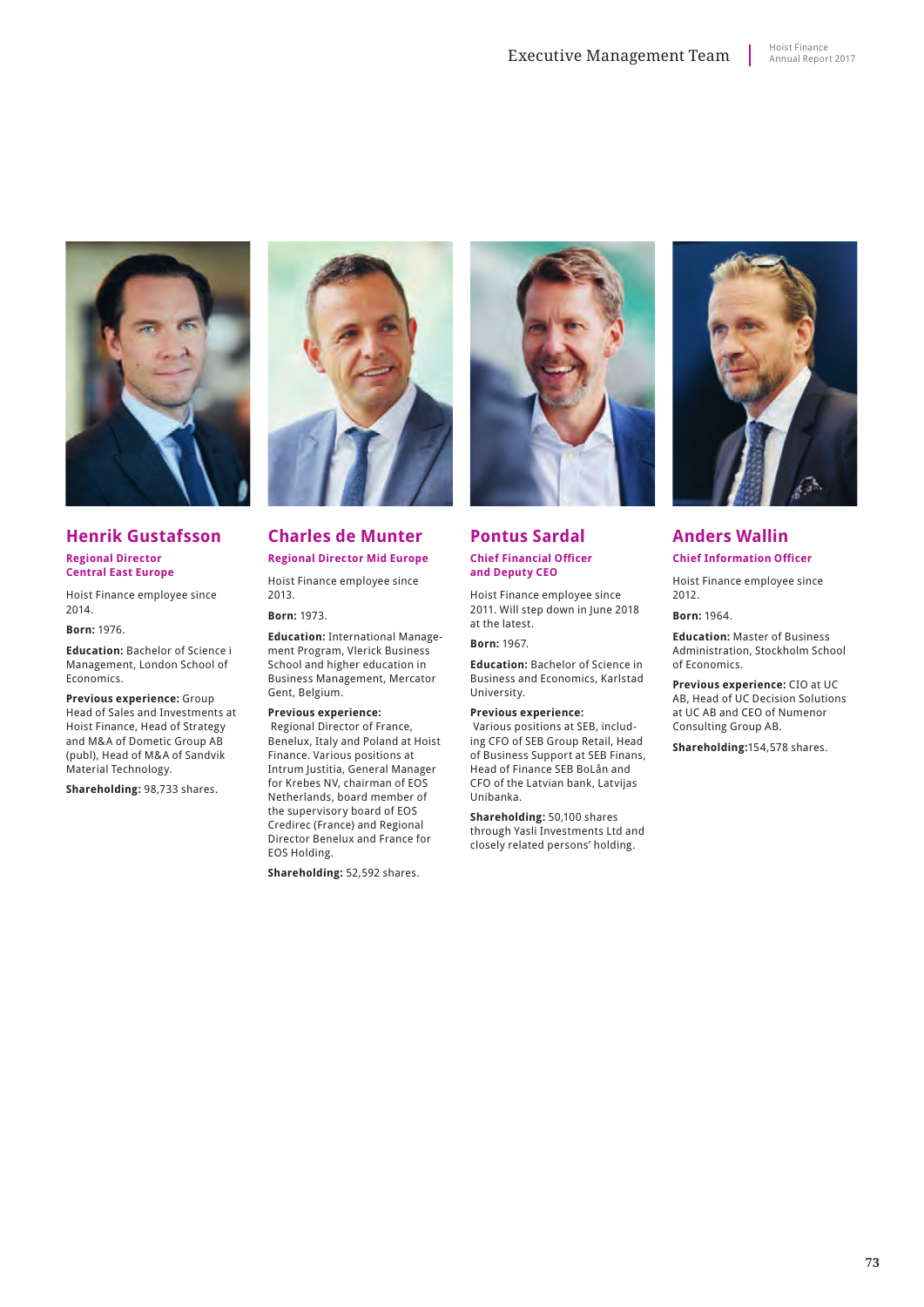## Henrik Gustafsson

**Regional Director Central East Europe**

Hoist Finance employee since 2014.

**Born:** 1976.

**Education:** Bachelor of Science i Management, London School of Economics.

**Previous experience:** Group Head of Sales and Investments at Hoist Finance, Head of Strategy and M&A of Dometic Group AB (publ), Head of M&A of Sandvik Material Technology.

**Shareholding:** 98,733 shares.

## Charles de Munter

**Regional Director Mid Europe**

Hoist Finance employee since 2013.

**Born:** 1973.

**Education:** International Management Program, Vlerick Business School and higher education in Business Management, Mercator Gent, Belgium.

**Previous experience:** Regional Director of France, Benelux, Italy and Poland at Hoist Finance. Various positions at Intrum Justitia, General Manager for Krebes NV, chairman of EOS Netherlands, board member of the supervisory board of EOS Credirec (France) and Regional Director Benelux and France for EOS Holding.

**Shareholding:** 52,592 shares.

## Pontus Sardal

**Chief Financial Officer and Deputy CEO**

Hoist Finance employee since 2011. Will step down in June 2018 at the latest.

**Born:** 1967.

**Education:** Bachelor of Science in Business and Economics, Karlstad University.

**Previous experience:** Various positions at SEB, including CFO of SEB Group Retail, Head of Business Support at SEB Finans, Head of Finance SEB BoLån and CFO of the Latvian bank, Latvijas Unibanka.

**Shareholding:** 50,100 shares through Yasli Investments Ltd and closely related persons' holding.

## Anders Wallin

**Chief Information Officer**

Hoist Finance employee since 2012.

**Born:** 1964.

**Education:** Master of Business Administration, Stockholm School of Economics.

**Previous experience:** CIO at UC AB, Head of UC Decision Solutions at UC AB and CEO of Numenor Consulting Group AB.

**Shareholding:** 154,578 shares.